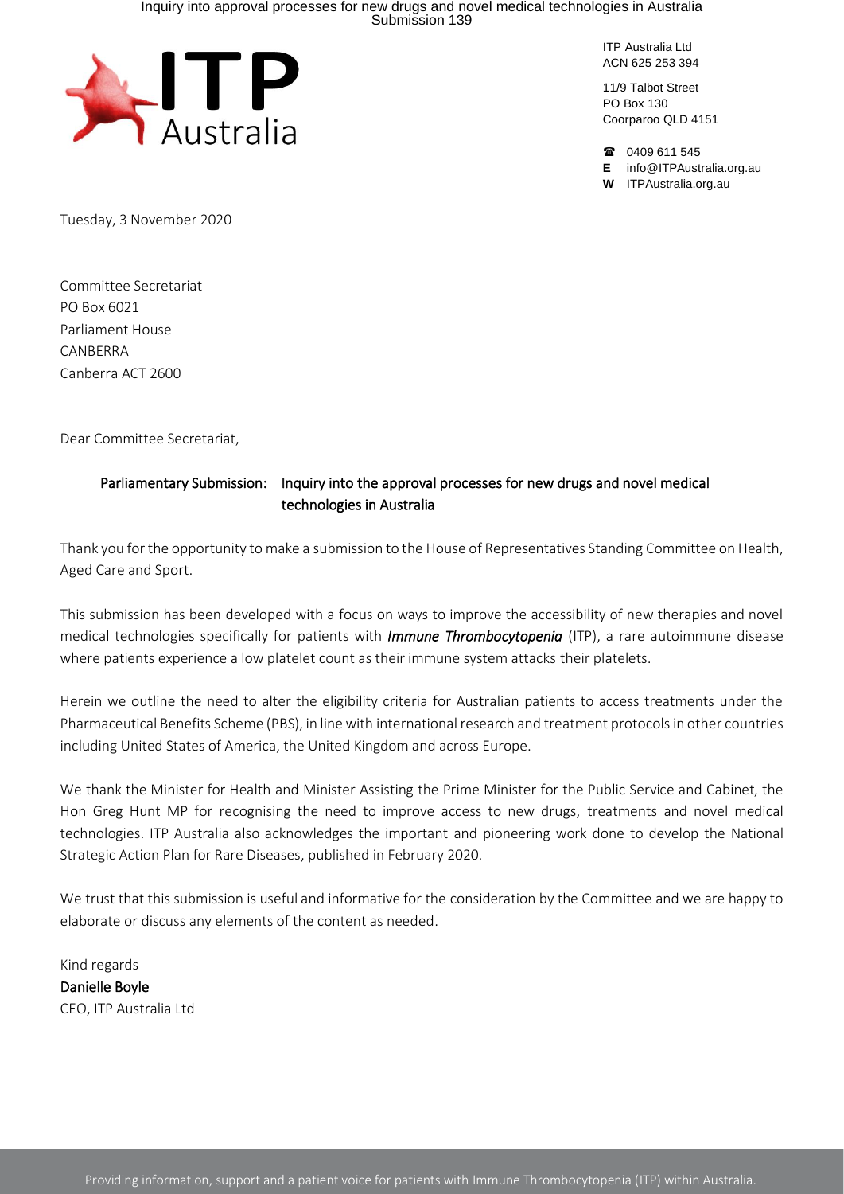ITP Australia Ltd
ACN 625 253 394

11/9 Talbot Street
PO Box 130
Coorparoo QLD 4151

☎ 0409 611 545
**E** info@ITPAustralia.org.au
**W** ITPAustralia.org.au

Tuesday, 3 November 2020

Committee Secretariat
PO Box 6021
Parliament House
CANBERRA
Canberra ACT 2600

Dear Committee Secretariat,

**Parliamentary Submission: Inquiry into the approval processes for new drugs and novel medical technologies in Australia**

Thank you for the opportunity to make a submission to the House of Representatives Standing Committee on Health, Aged Care and Sport.

This submission has been developed with a focus on ways to improve the accessibility of new therapies and novel medical technologies specifically for patients with ***Immune Thrombocytopenia*** (ITP), a rare autoimmune disease where patients experience a low platelet count as their immune system attacks their platelets.

Herein we outline the need to alter the eligibility criteria for Australian patients to access treatments under the Pharmaceutical Benefits Scheme (PBS), in line with international research and treatment protocols in other countries including United States of America, the United Kingdom and across Europe.

We thank the Minister for Health and Minister Assisting the Prime Minister for the Public Service and Cabinet, the Hon Greg Hunt MP for recognising the need to improve access to new drugs, treatments and novel medical technologies. ITP Australia also acknowledges the important and pioneering work done to develop the National Strategic Action Plan for Rare Diseases, published in February 2020.

We trust that this submission is useful and informative for the consideration by the Committee and we are happy to elaborate or discuss any elements of the content as needed.

Kind regards
**Danielle Boyle**
CEO, ITP Australia Ltd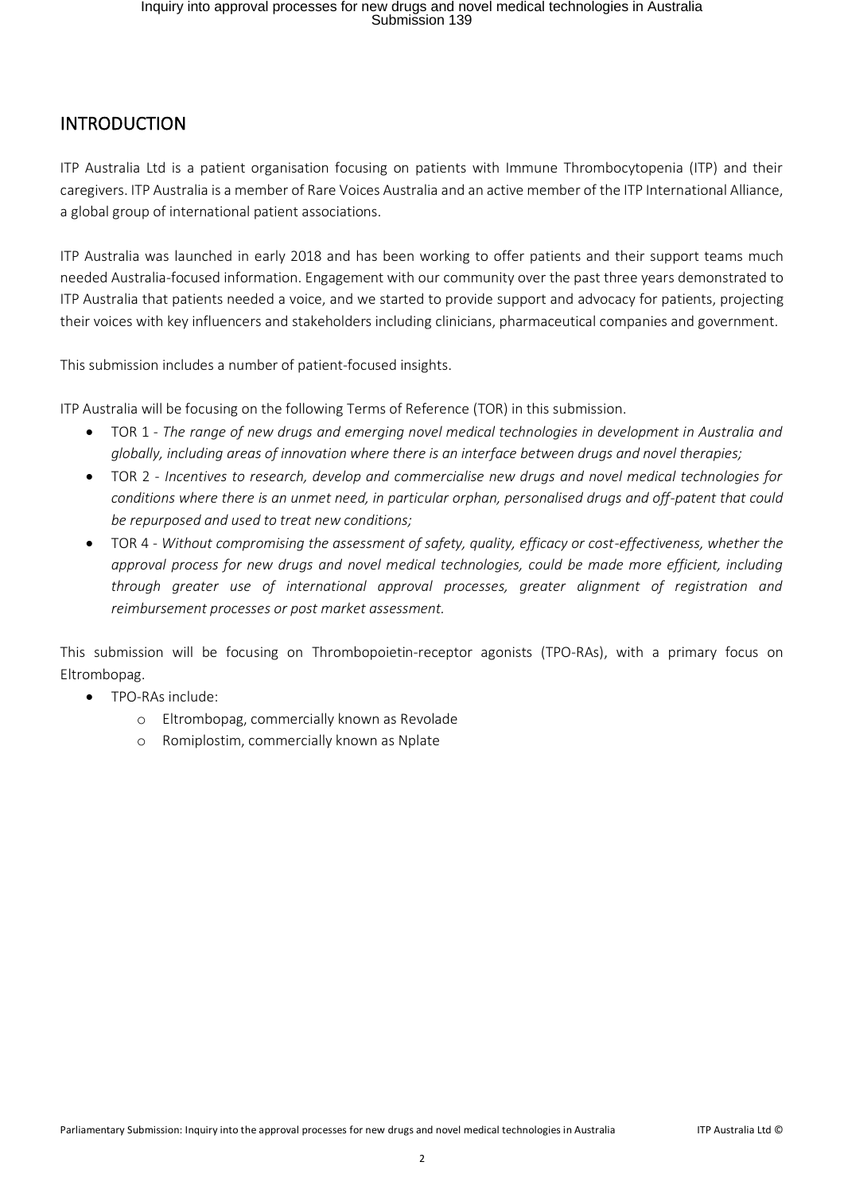## INTRODUCTION

ITP Australia Ltd is a patient organisation focusing on patients with Immune Thrombocytopenia (ITP) and their caregivers. ITP Australia is a member of Rare Voices Australia and an active member of the ITP International Alliance, a global group of international patient associations.

ITP Australia was launched in early 2018 and has been working to offer patients and their support teams much needed Australia-focused information. Engagement with our community over the past three years demonstrated to ITP Australia that patients needed a voice, and we started to provide support and advocacy for patients, projecting their voices with key influencers and stakeholders including clinicians, pharmaceutical companies and government.

This submission includes a number of patient-focused insights.

ITP Australia will be focusing on the following Terms of Reference (TOR) in this submission.

- TOR 1 - *The range of new drugs and emerging novel medical technologies in development in Australia and globally, including areas of innovation where there is an interface between drugs and novel therapies;*
- TOR 2 - *Incentives to research, develop and commercialise new drugs and novel medical technologies for conditions where there is an unmet need, in particular orphan, personalised drugs and off-patent that could be repurposed and used to treat new conditions;*
- TOR 4 - *Without compromising the assessment of safety, quality, efficacy or cost-effectiveness, whether the approval process for new drugs and novel medical technologies, could be made more efficient, including through greater use of international approval processes, greater alignment of registration and reimbursement processes or post market assessment.*

This submission will be focusing on Thrombopoietin-receptor agonists (TPO-RAs), with a primary focus on Eltrombopag.

- TPO-RAs include:
  - Eltrombopag, commercially known as Revolade
  - Romiplostim, commercially known as Nplate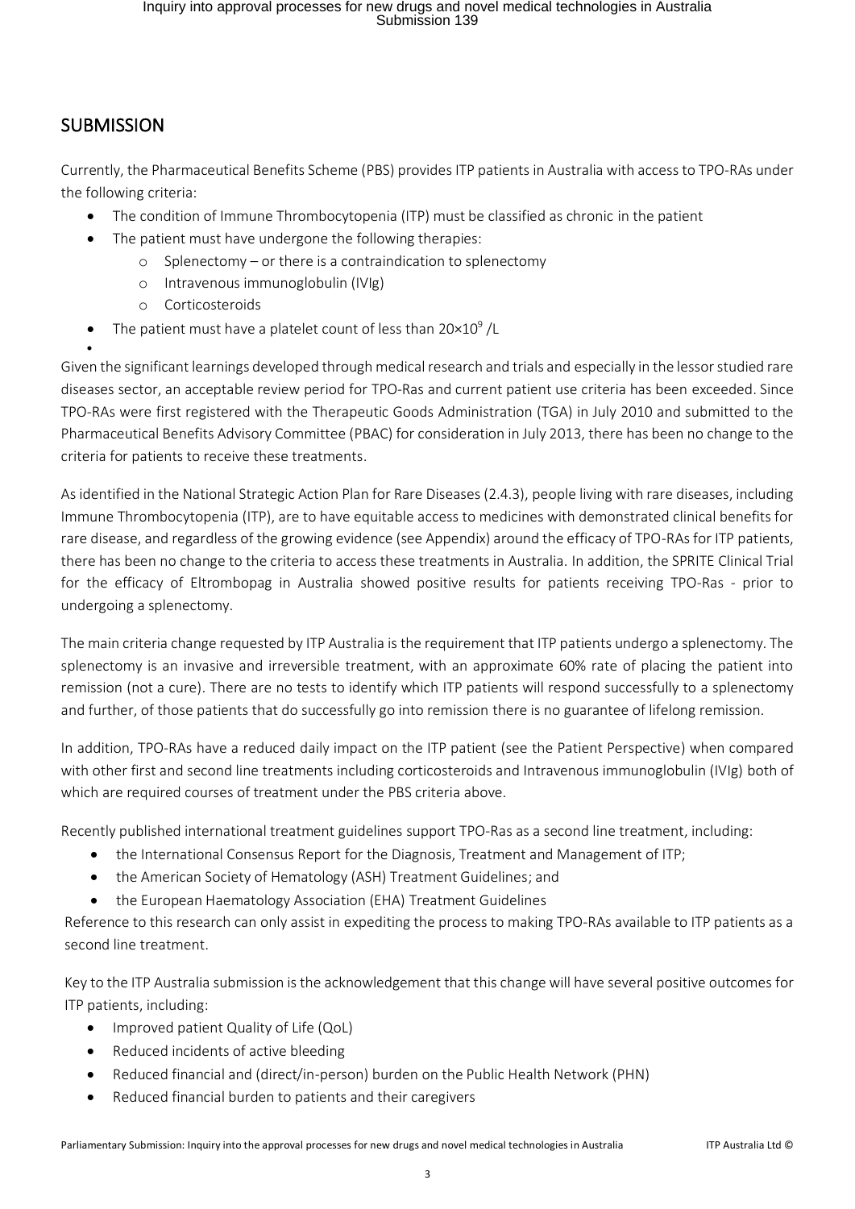## SUBMISSION

Currently, the Pharmaceutical Benefits Scheme (PBS) provides ITP patients in Australia with access to TPO-RAs under the following criteria:

- The condition of Immune Thrombocytopenia (ITP) must be classified as chronic in the patient
- The patient must have undergone the following therapies:
  - Splenectomy – or there is a contraindication to splenectomy
  - Intravenous immunoglobulin (IVIg)
  - Corticosteroids
- The patient must have a platelet count of less than $20×10^9$ /L

Given the significant learnings developed through medical research and trials and especially in the lessor studied rare diseases sector, an acceptable review period for TPO-Ras and current patient use criteria has been exceeded. Since TPO-RAs were first registered with the Therapeutic Goods Administration (TGA) in July 2010 and submitted to the Pharmaceutical Benefits Advisory Committee (PBAC) for consideration in July 2013, there has been no change to the criteria for patients to receive these treatments.

As identified in the National Strategic Action Plan for Rare Diseases (2.4.3), people living with rare diseases, including Immune Thrombocytopenia (ITP), are to have equitable access to medicines with demonstrated clinical benefits for rare disease, and regardless of the growing evidence (see Appendix) around the efficacy of TPO-RAs for ITP patients, there has been no change to the criteria to access these treatments in Australia. In addition, the SPRITE Clinical Trial for the efficacy of Eltrombopag in Australia showed positive results for patients receiving TPO-Ras - prior to undergoing a splenectomy.

The main criteria change requested by ITP Australia is the requirement that ITP patients undergo a splenectomy. The splenectomy is an invasive and irreversible treatment, with an approximate 60% rate of placing the patient into remission (not a cure). There are no tests to identify which ITP patients will respond successfully to a splenectomy and further, of those patients that do successfully go into remission there is no guarantee of lifelong remission.

In addition, TPO-RAs have a reduced daily impact on the ITP patient (see the Patient Perspective) when compared with other first and second line treatments including corticosteroids and Intravenous immunoglobulin (IVIg) both of which are required courses of treatment under the PBS criteria above.

Recently published international treatment guidelines support TPO-Ras as a second line treatment, including:

- the International Consensus Report for the Diagnosis, Treatment and Management of ITP;
- the American Society of Hematology (ASH) Treatment Guidelines; and
- the European Haematology Association (EHA) Treatment Guidelines

Reference to this research can only assist in expediting the process to making TPO-RAs available to ITP patients as a second line treatment.

Key to the ITP Australia submission is the acknowledgement that this change will have several positive outcomes for ITP patients, including:

- Improved patient Quality of Life (QoL)
- Reduced incidents of active bleeding
- Reduced financial and (direct/in-person) burden on the Public Health Network (PHN)
- Reduced financial burden to patients and their caregivers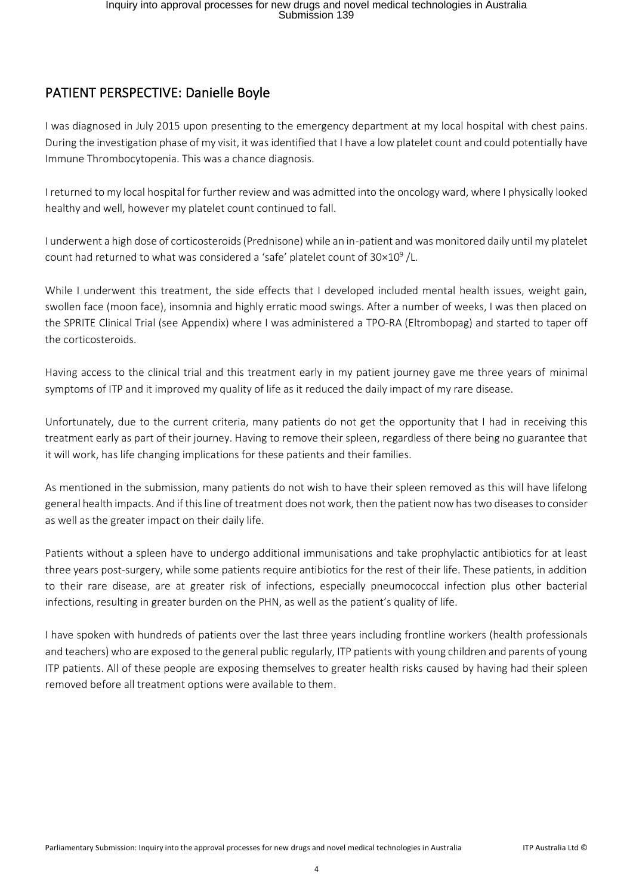## PATIENT PERSPECTIVE: Danielle Boyle

I was diagnosed in July 2015 upon presenting to the emergency department at my local hospital with chest pains. During the investigation phase of my visit, it was identified that I have a low platelet count and could potentially have Immune Thrombocytopenia. This was a chance diagnosis.

I returned to my local hospital for further review and was admitted into the oncology ward, where I physically looked healthy and well, however my platelet count continued to fall.

I underwent a high dose of corticosteroids (Prednisone) while an in-patient and was monitored daily until my platelet count had returned to what was considered a 'safe' platelet count of $30 \times 10^9$ /L.

While I underwent this treatment, the side effects that I developed included mental health issues, weight gain, swollen face (moon face), insomnia and highly erratic mood swings. After a number of weeks, I was then placed on the SPRITE Clinical Trial (see Appendix) where I was administered a TPO-RA (Eltrombopag) and started to taper off the corticosteroids.

Having access to the clinical trial and this treatment early in my patient journey gave me three years of minimal symptoms of ITP and it improved my quality of life as it reduced the daily impact of my rare disease.

Unfortunately, due to the current criteria, many patients do not get the opportunity that I had in receiving this treatment early as part of their journey. Having to remove their spleen, regardless of there being no guarantee that it will work, has life changing implications for these patients and their families.

As mentioned in the submission, many patients do not wish to have their spleen removed as this will have lifelong general health impacts. And if this line of treatment does not work, then the patient now has two diseases to consider as well as the greater impact on their daily life.

Patients without a spleen have to undergo additional immunisations and take prophylactic antibiotics for at least three years post-surgery, while some patients require antibiotics for the rest of their life. These patients, in addition to their rare disease, are at greater risk of infections, especially pneumococcal infection plus other bacterial infections, resulting in greater burden on the PHN, as well as the patient's quality of life.

I have spoken with hundreds of patients over the last three years including frontline workers (health professionals and teachers) who are exposed to the general public regularly, ITP patients with young children and parents of young ITP patients. All of these people are exposing themselves to greater health risks caused by having had their spleen removed before all treatment options were available to them.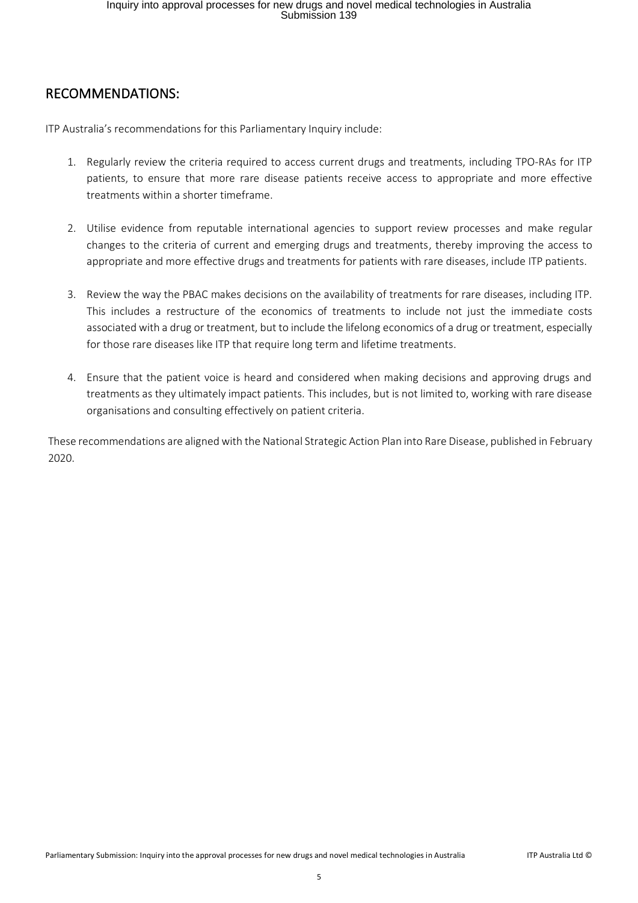## RECOMMENDATIONS:

ITP Australia's recommendations for this Parliamentary Inquiry include:

1. Regularly review the criteria required to access current drugs and treatments, including TPO-RAs for ITP patients, to ensure that more rare disease patients receive access to appropriate and more effective treatments within a shorter timeframe.

2. Utilise evidence from reputable international agencies to support review processes and make regular changes to the criteria of current and emerging drugs and treatments, thereby improving the access to appropriate and more effective drugs and treatments for patients with rare diseases, include ITP patients.

3. Review the way the PBAC makes decisions on the availability of treatments for rare diseases, including ITP. This includes a restructure of the economics of treatments to include not just the immediate costs associated with a drug or treatment, but to include the lifelong economics of a drug or treatment, especially for those rare diseases like ITP that require long term and lifetime treatments.

4. Ensure that the patient voice is heard and considered when making decisions and approving drugs and treatments as they ultimately impact patients. This includes, but is not limited to, working with rare disease organisations and consulting effectively on patient criteria.

These recommendations are aligned with the National Strategic Action Plan into Rare Disease, published in February 2020.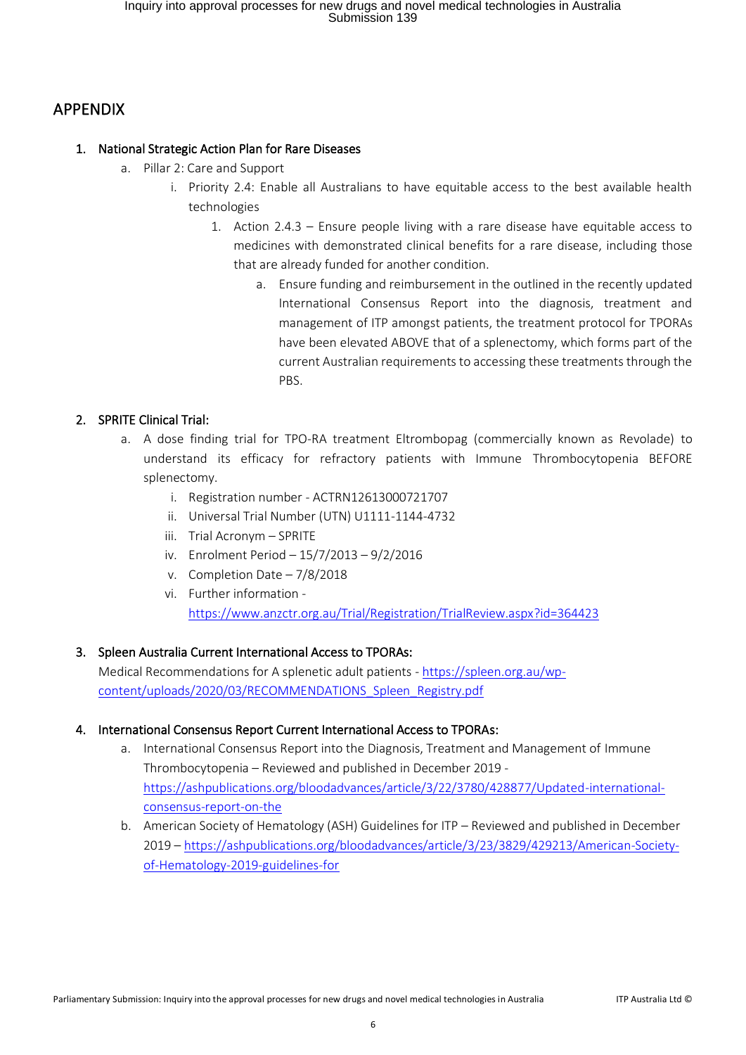## APPENDIX

1. **National Strategic Action Plan for Rare Diseases**
    a. Pillar 2: Care and Support
        i. Priority 2.4: Enable all Australians to have equitable access to the best available health technologies
            1. Action 2.4.3 – Ensure people living with a rare disease have equitable access to medicines with demonstrated clinical benefits for a rare disease, including those that are already funded for another condition.
                a. Ensure funding and reimbursement in the outlined in the recently updated International Consensus Report into the diagnosis, treatment and management of ITP amongst patients, the treatment protocol for TPORAs have been elevated ABOVE that of a splenectomy, which forms part of the current Australian requirements to accessing these treatments through the PBS.

2. **SPRITE Clinical Trial:**
    a. A dose finding trial for TPO-RA treatment Eltrombopag (commercially known as Revolade) to understand its efficacy for refractory patients with Immune Thrombocytopenia BEFORE splenectomy.
        i. Registration number - ACTRN12613000721707
        ii. Universal Trial Number (UTN) U1111-1144-4732
        iii. Trial Acronym – SPRITE
        iv. Enrolment Period – 15/7/2013 – 9/2/2016
        v. Completion Date – 7/8/2018
        vi. Further information - https://www.anzctr.org.au/Trial/Registration/TrialReview.aspx?id=364423

3. **Spleen Australia Current International Access to TPORAs:**
    Medical Recommendations for A splenetic adult patients - https://spleen.org.au/wp-content/uploads/2020/03/RECOMMENDATIONS_Spleen_Registry.pdf

4. **International Consensus Report Current International Access to TPORAs:**
    a. International Consensus Report into the Diagnosis, Treatment and Management of Immune Thrombocytopenia – Reviewed and published in December 2019 - https://ashpublications.org/bloodadvances/article/3/22/3780/428877/Updated-international-consensus-report-on-the
    b. American Society of Hematology (ASH) Guidelines for ITP – Reviewed and published in December 2019 – https://ashpublications.org/bloodadvances/article/3/23/3829/429213/American-Society-of-Hematology-2019-guidelines-for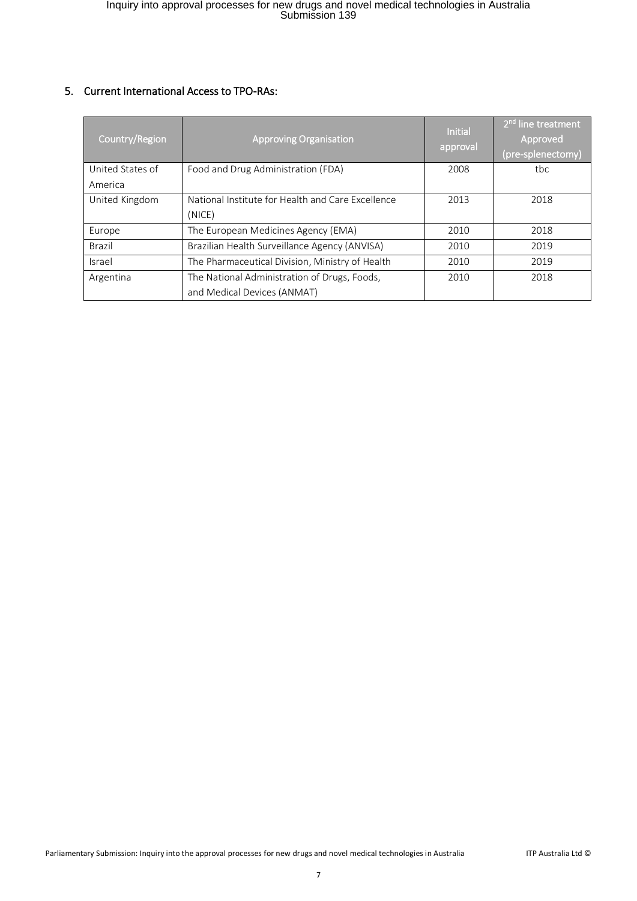## 5. Current International Access to TPO-RAs:

| Country/Region | Approving Organisation | Initial approval | 2nd line treatment Approved (pre-splenectomy) |
|---|---|---|---|
| United States of America | Food and Drug Administration (FDA) | 2008 | tbc |
| United Kingdom | National Institute for Health and Care Excellence (NICE) | 2013 | 2018 |
| Europe | The European Medicines Agency (EMA) | 2010 | 2018 |
| Brazil | Brazilian Health Surveillance Agency (ANVISA) | 2010 | 2019 |
| Israel | The Pharmaceutical Division, Ministry of Health | 2010 | 2019 |
| Argentina | The National Administration of Drugs, Foods, and Medical Devices (ANMAT) | 2010 | 2018 |